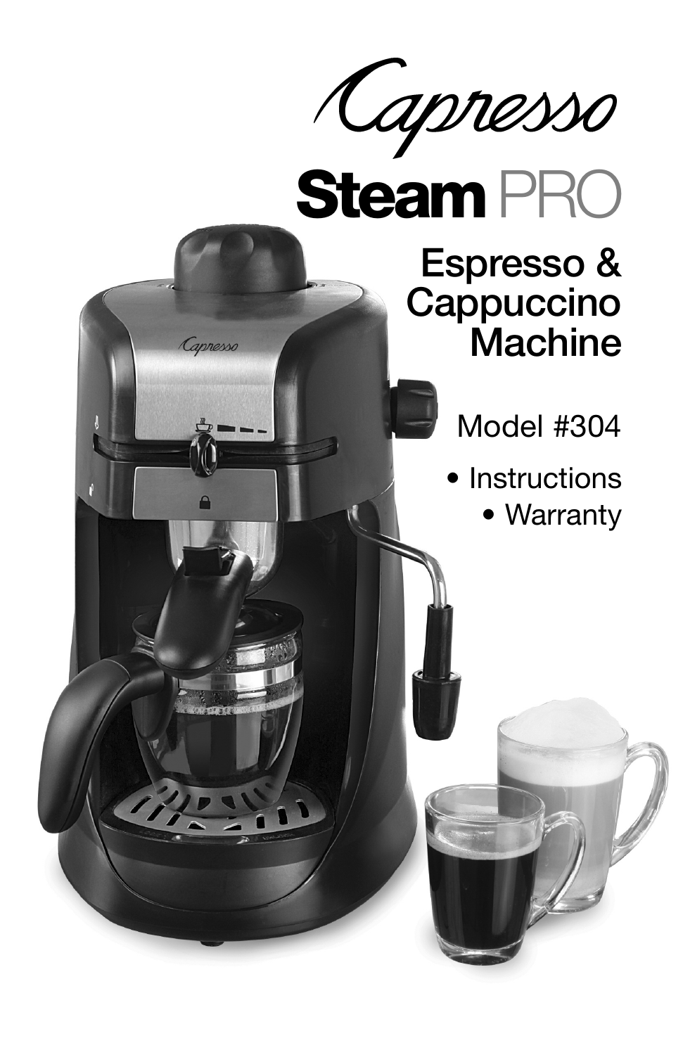# Capresso

# Steam PRO

## Espresso & Cappuccino Machine

Model #304

- Instructions
- Warranty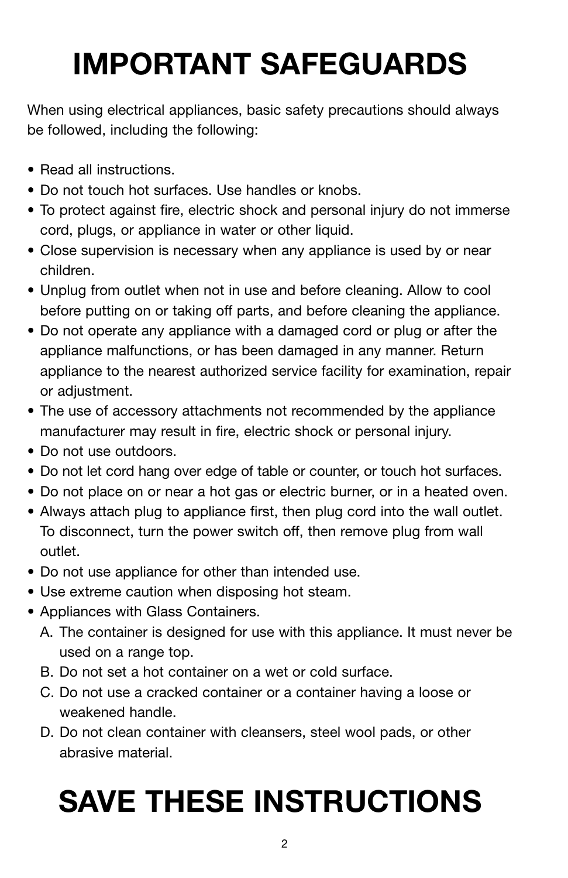# IMPORTANT SAFEGUARDS

When using electrical appliances, basic safety precautions should always be followed, including the following:

- Read all instructions.
- Do not touch hot surfaces. Use handles or knobs.
- To protect against fire, electric shock and personal injury do not immerse cord, plugs, or appliance in water or other liquid.
- Close supervision is necessary when any appliance is used by or near children.
- Unplug from outlet when not in use and before cleaning. Allow to cool before putting on or taking off parts, and before cleaning the appliance.
- Do not operate any appliance with a damaged cord or plug or after the appliance malfunctions, or has been damaged in any manner. Return appliance to the nearest authorized service facility for examination, repair or adjustment.
- The use of accessory attachments not recommended by the appliance manufacturer may result in fire, electric shock or personal injury.
- Do not use outdoors.
- Do not let cord hang over edge of table or counter, or touch hot surfaces.
- Do not place on or near a hot gas or electric burner, or in a heated oven.
- Always attach plug to appliance first, then plug cord into the wall outlet. To disconnect, turn the power switch off, then remove plug from wall outlet.
- Do not use appliance for other than intended use.
- Use extreme caution when disposing hot steam.
- Appliances with Glass Containers.
  A. The container is designed for use with this appliance. It must never be used on a range top.
  B. Do not set a hot container on a wet or cold surface.
  C. Do not use a cracked container or a container having a loose or weakened handle.
  D. Do not clean container with cleansers, steel wool pads, or other abrasive material.

# SAVE THESE INSTRUCTIONS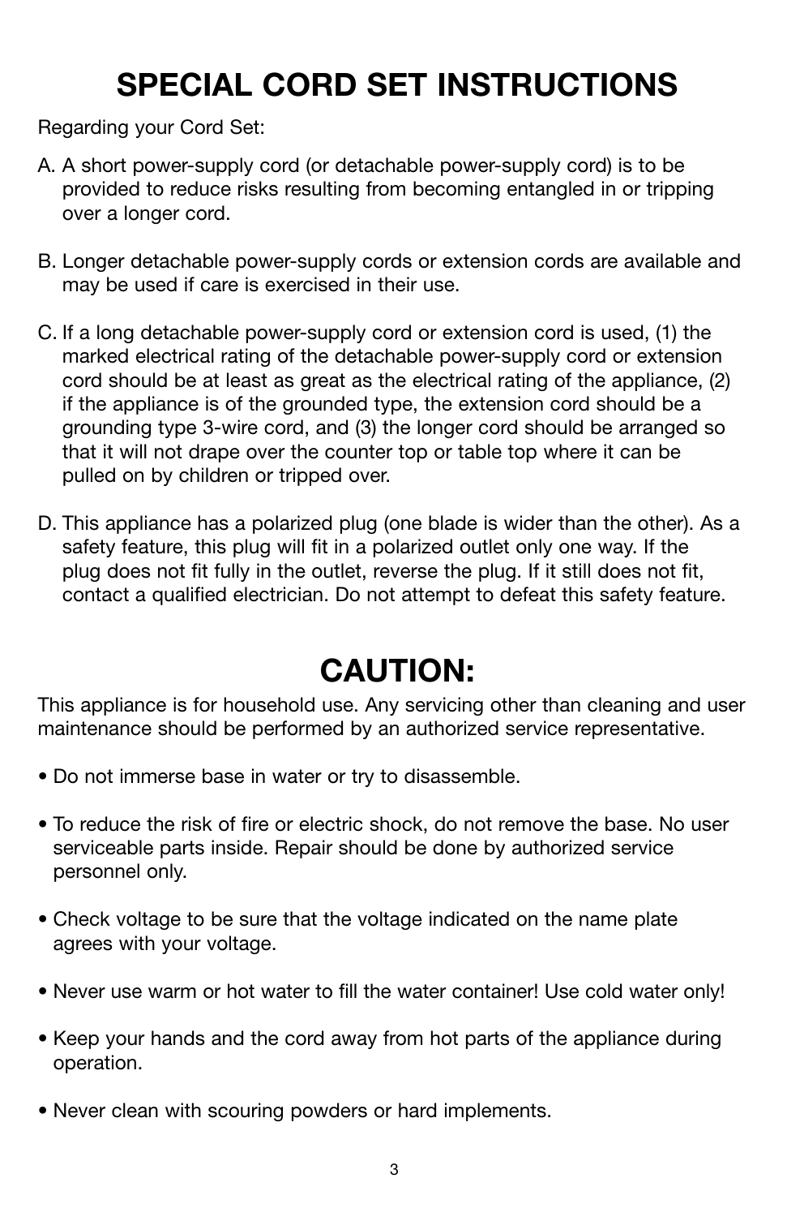# SPECIAL CORD SET INSTRUCTIONS

Regarding your Cord Set:

A. A short power-supply cord (or detachable power-supply cord) is to be provided to reduce risks resulting from becoming entangled in or tripping over a longer cord.

B. Longer detachable power-supply cords or extension cords are available and may be used if care is exercised in their use.

C. If a long detachable power-supply cord or extension cord is used, (1) the marked electrical rating of the detachable power-supply cord or extension cord should be at least as great as the electrical rating of the appliance, (2) if the appliance is of the grounded type, the extension cord should be a grounding type 3-wire cord, and (3) the longer cord should be arranged so that it will not drape over the counter top or table top where it can be pulled on by children or tripped over.

D. This appliance has a polarized plug (one blade is wider than the other). As a safety feature, this plug will fit in a polarized outlet only one way. If the plug does not fit fully in the outlet, reverse the plug. If it still does not fit, contact a qualified electrician. Do not attempt to defeat this safety feature.

# CAUTION:

This appliance is for household use. Any servicing other than cleaning and user maintenance should be performed by an authorized service representative.

- Do not immerse base in water or try to disassemble.
- To reduce the risk of fire or electric shock, do not remove the base. No user serviceable parts inside. Repair should be done by authorized service personnel only.
- Check voltage to be sure that the voltage indicated on the name plate agrees with your voltage.
- Never use warm or hot water to fill the water container! Use cold water only!
- Keep your hands and the cord away from hot parts of the appliance during operation.
- Never clean with scouring powders or hard implements.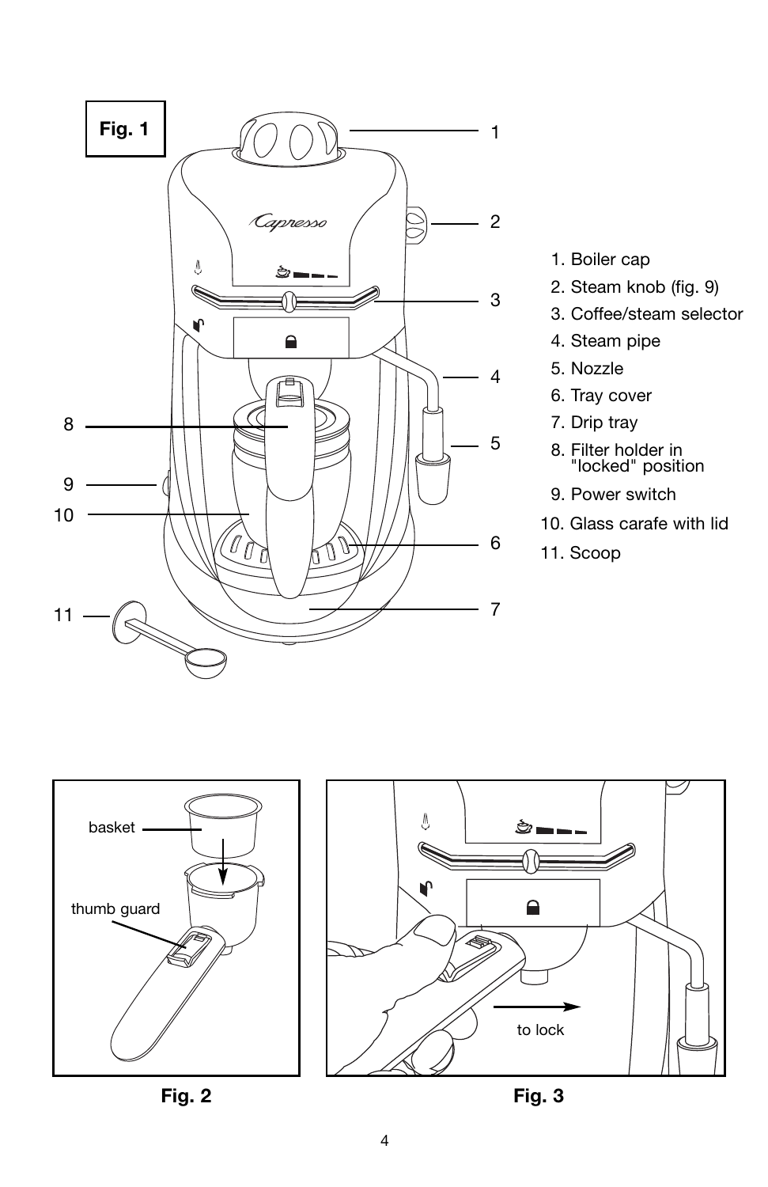**Fig. 1**

1. Boiler cap
2. Steam knob (fig. 9)
3. Coffee/steam selector
4. Steam pipe
5. Nozzle
6. Tray cover
7. Drip tray
8. Filter holder in "locked" position
9. Power switch
10. Glass carafe with lid
11. Scoop

basket

thumb guard

**Fig. 2**

to lock

**Fig. 3**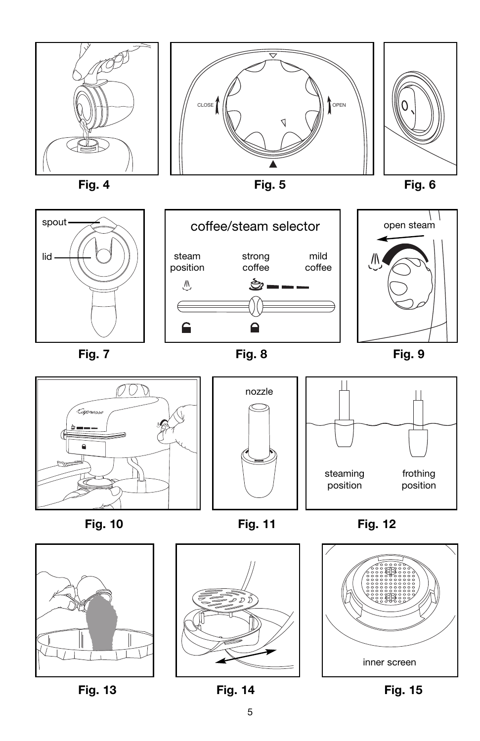CLOSE OPEN

Fig. 4

Fig. 5

Fig. 6

spout

lid

Fig. 7

coffee/steam selector

steam position

strong coffee

mild coffee

Fig. 8

open steam

Fig. 9

Fig. 10

nozzle

Fig. 11

steaming position

frothing position

Fig. 12

Fig. 13

Fig. 14

inner screen

Fig. 15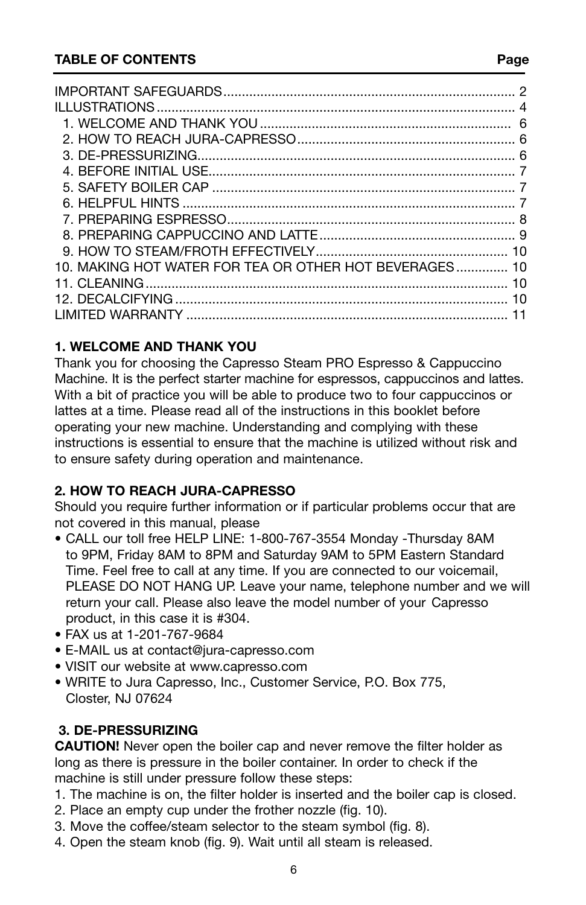| TABLE OF CONTENTS | Page |
| --- | --- |
| IMPORTANT SAFEGUARDS | 2 |
| ILLUSTRATIONS | 4 |
| 1. WELCOME AND THANK YOU | 6 |
| 2. HOW TO REACH JURA-CAPRESSO | 6 |
| 3. DE-PRESSURIZING | 6 |
| 4. BEFORE INITIAL USE | 7 |
| 5. SAFETY BOILER CAP | 7 |
| 6. HELPFUL HINTS | 7 |
| 7. PREPARING ESPRESSO | 8 |
| 8. PREPARING CAPPUCCINO AND LATTE | 9 |
| 9. HOW TO STEAM/FROTH EFFECTIVELY | 10 |
| 10. MAKING HOT WATER FOR TEA OR OTHER HOT BEVERAGES | 10 |
| 11. CLEANING | 10 |
| 12. DECALCIFYING | 10 |
| LIMITED WARRANTY | 11 |

## 1. WELCOME AND THANK YOU

Thank you for choosing the Capresso Steam PRO Espresso & Cappuccino Machine. It is the perfect starter machine for espressos, cappuccinos and lattes. With a bit of practice you will be able to produce two to four cappuccinos or lattes at a time. Please read all of the instructions in this booklet before operating your new machine. Understanding and complying with these instructions is essential to ensure that the machine is utilized without risk and to ensure safety during operation and maintenance.

## 2. HOW TO REACH JURA-CAPRESSO

Should you require further information or if particular problems occur that are not covered in this manual, please

- CALL our toll free HELP LINE: 1-800-767-3554 Monday -Thursday 8AM to 9PM, Friday 8AM to 8PM and Saturday 9AM to 5PM Eastern Standard Time. Feel free to call at any time. If you are connected to our voicemail, PLEASE DO NOT HANG UP. Leave your name, telephone number and we will return your call. Please also leave the model number of your Capresso product, in this case it is #304.
- FAX us at 1-201-767-9684
- E-MAIL us at contact@jura-capresso.com
- VISIT our website at www.capresso.com
- WRITE to Jura Capresso, Inc., Customer Service, P.O. Box 775, Closter, NJ 07624

## 3. DE-PRESSURIZING

**CAUTION!** Never open the boiler cap and never remove the filter holder as long as there is pressure in the boiler container. In order to check if the machine is still under pressure follow these steps:

1. The machine is on, the filter holder is inserted and the boiler cap is closed.
2. Place an empty cup under the frother nozzle (fig. 10).
3. Move the coffee/steam selector to the steam symbol (fig. 8).
4. Open the steam knob (fig. 9). Wait until all steam is released.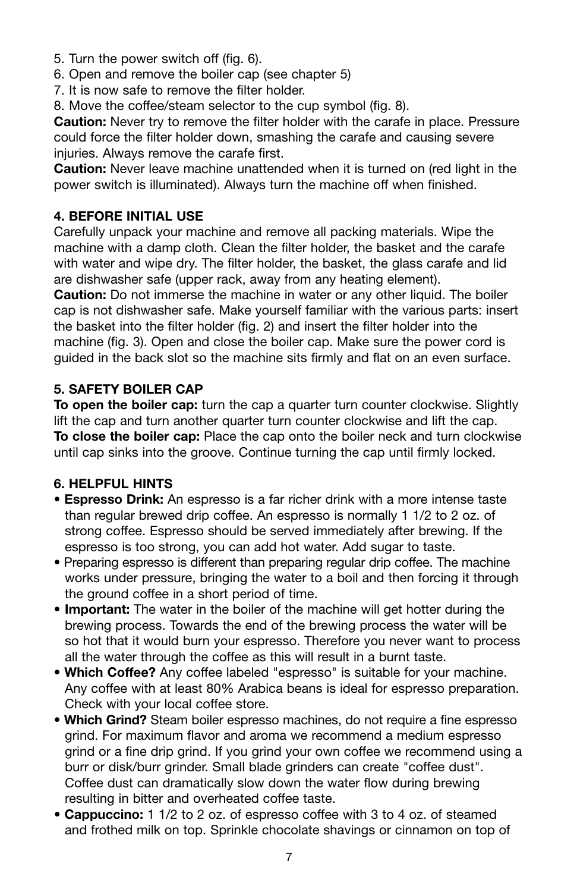5. Turn the power switch off (fig. 6).
6. Open and remove the boiler cap (see chapter 5)
7. It is now safe to remove the filter holder.
8. Move the coffee/steam selector to the cup symbol (fig. 8).

**Caution:** Never try to remove the filter holder with the carafe in place. Pressure could force the filter holder down, smashing the carafe and causing severe injuries. Always remove the carafe first.

**Caution:** Never leave machine unattended when it is turned on (red light in the power switch is illuminated). Always turn the machine off when finished.

## 4. BEFORE INITIAL USE

Carefully unpack your machine and remove all packing materials. Wipe the machine with a damp cloth. Clean the filter holder, the basket and the carafe with water and wipe dry. The filter holder, the basket, the glass carafe and lid are dishwasher safe (upper rack, away from any heating element).

**Caution:** Do not immerse the machine in water or any other liquid. The boiler cap is not dishwasher safe. Make yourself familiar with the various parts: insert the basket into the filter holder (fig. 2) and insert the filter holder into the machine (fig. 3). Open and close the boiler cap. Make sure the power cord is guided in the back slot so the machine sits firmly and flat on an even surface.

## 5. SAFETY BOILER CAP

**To open the boiler cap:** turn the cap a quarter turn counter clockwise. Slightly lift the cap and turn another quarter turn counter clockwise and lift the cap.

**To close the boiler cap:** Place the cap onto the boiler neck and turn clockwise until cap sinks into the groove. Continue turning the cap until firmly locked.

## 6. HELPFUL HINTS

- **Espresso Drink:** An espresso is a far richer drink with a more intense taste than regular brewed drip coffee. An espresso is normally 1 1/2 to 2 oz. of strong coffee. Espresso should be served immediately after brewing. If the espresso is too strong, you can add hot water. Add sugar to taste.
- Preparing espresso is different than preparing regular drip coffee. The machine works under pressure, bringing the water to a boil and then forcing it through the ground coffee in a short period of time.
- **Important:** The water in the boiler of the machine will get hotter during the brewing process. Towards the end of the brewing process the water will be so hot that it would burn your espresso. Therefore you never want to process all the water through the coffee as this will result in a burnt taste.
- **Which Coffee?** Any coffee labeled "espresso" is suitable for your machine. Any coffee with at least 80% Arabica beans is ideal for espresso preparation. Check with your local coffee store.
- **Which Grind?** Steam boiler espresso machines, do not require a fine espresso grind. For maximum flavor and aroma we recommend a medium espresso grind or a fine drip grind. If you grind your own coffee we recommend using a burr or disk/burr grinder. Small blade grinders can create "coffee dust". Coffee dust can dramatically slow down the water flow during brewing resulting in bitter and overheated coffee taste.
- **Cappuccino:** 1 1/2 to 2 oz. of espresso coffee with 3 to 4 oz. of steamed and frothed milk on top. Sprinkle chocolate shavings or cinnamon on top of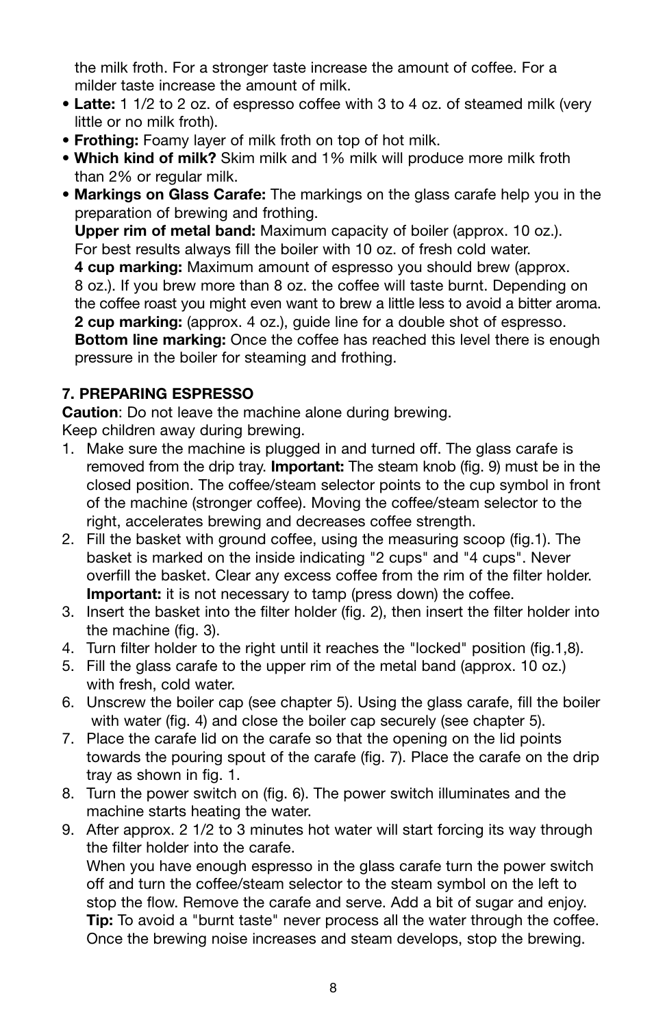the milk froth. For a stronger taste increase the amount of coffee. For a milder taste increase the amount of milk.

- **Latte:** 1 1/2 to 2 oz. of espresso coffee with 3 to 4 oz. of steamed milk (very little or no milk froth).
- **Frothing:** Foamy layer of milk froth on top of hot milk.
- **Which kind of milk?** Skim milk and 1% milk will produce more milk froth than 2% or regular milk.
- **Markings on Glass Carafe:** The markings on the glass carafe help you in the preparation of brewing and frothing.
  **Upper rim of metal band:** Maximum capacity of boiler (approx. 10 oz.). For best results always fill the boiler with 10 oz. of fresh cold water.
  **4 cup marking:** Maximum amount of espresso you should brew (approx. 8 oz.). If you brew more than 8 oz. the coffee will taste burnt. Depending on the coffee roast you might even want to brew a little less to avoid a bitter aroma.
  **2 cup marking:** (approx. 4 oz.), guide line for a double shot of espresso.
  **Bottom line marking:** Once the coffee has reached this level there is enough pressure in the boiler for steaming and frothing.

## 7. PREPARING ESPRESSO

**Caution**: Do not leave the machine alone during brewing.
Keep children away during brewing.

1. Make sure the machine is plugged in and turned off. The glass carafe is removed from the drip tray. **Important:** The steam knob (fig. 9) must be in the closed position. The coffee/steam selector points to the cup symbol in front of the machine (stronger coffee). Moving the coffee/steam selector to the right, accelerates brewing and decreases coffee strength.
2. Fill the basket with ground coffee, using the measuring scoop (fig.1). The basket is marked on the inside indicating "2 cups" and "4 cups". Never overfill the basket. Clear any excess coffee from the rim of the filter holder. **Important:** it is not necessary to tamp (press down) the coffee.
3. Insert the basket into the filter holder (fig. 2), then insert the filter holder into the machine (fig. 3).
4. Turn filter holder to the right until it reaches the "locked" position (fig.1,8).
5. Fill the glass carafe to the upper rim of the metal band (approx. 10 oz.) with fresh, cold water.
6. Unscrew the boiler cap (see chapter 5). Using the glass carafe, fill the boiler with water (fig. 4) and close the boiler cap securely (see chapter 5).
7. Place the carafe lid on the carafe so that the opening on the lid points towards the pouring spout of the carafe (fig. 7). Place the carafe on the drip tray as shown in fig. 1.
8. Turn the power switch on (fig. 6). The power switch illuminates and the machine starts heating the water.
9. After approx. 2 1/2 to 3 minutes hot water will start forcing its way through the filter holder into the carafe.
   When you have enough espresso in the glass carafe turn the power switch off and turn the coffee/steam selector to the steam symbol on the left to stop the flow. Remove the carafe and serve. Add a bit of sugar and enjoy.
   **Tip:** To avoid a "burnt taste" never process all the water through the coffee. Once the brewing noise increases and steam develops, stop the brewing.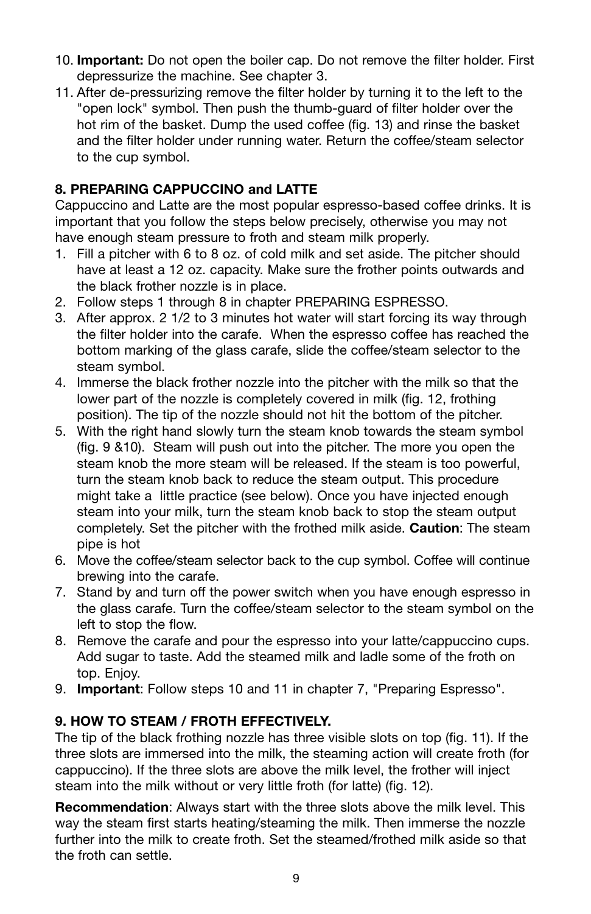10. **Important:** Do not open the boiler cap. Do not remove the filter holder. First depressurize the machine. See chapter 3.
11. After de-pressurizing remove the filter holder by turning it to the left to the "open lock" symbol. Then push the thumb-guard of filter holder over the hot rim of the basket. Dump the used coffee (fig. 13) and rinse the basket and the filter holder under running water. Return the coffee/steam selector to the cup symbol.

### 8. PREPARING CAPPUCCINO and LATTE

Cappuccino and Latte are the most popular espresso-based coffee drinks. It is important that you follow the steps below precisely, otherwise you may not have enough steam pressure to froth and steam milk properly.

1. Fill a pitcher with 6 to 8 oz. of cold milk and set aside. The pitcher should have at least a 12 oz. capacity. Make sure the frother points outwards and the black frother nozzle is in place.
2. Follow steps 1 through 8 in chapter PREPARING ESPRESSO.
3. After approx. 2 1/2 to 3 minutes hot water will start forcing its way through the filter holder into the carafe. When the espresso coffee has reached the bottom marking of the glass carafe, slide the coffee/steam selector to the steam symbol.
4. Immerse the black frother nozzle into the pitcher with the milk so that the lower part of the nozzle is completely covered in milk (fig. 12, frothing position). The tip of the nozzle should not hit the bottom of the pitcher.
5. With the right hand slowly turn the steam knob towards the steam symbol (fig. 9 &10). Steam will push out into the pitcher. The more you open the steam knob the more steam will be released. If the steam is too powerful, turn the steam knob back to reduce the steam output. This procedure might take a little practice (see below). Once you have injected enough steam into your milk, turn the steam knob back to stop the steam output completely. Set the pitcher with the frothed milk aside. **Caution**: The steam pipe is hot
6. Move the coffee/steam selector back to the cup symbol. Coffee will continue brewing into the carafe.
7. Stand by and turn off the power switch when you have enough espresso in the glass carafe. Turn the coffee/steam selector to the steam symbol on the left to stop the flow.
8. Remove the carafe and pour the espresso into your latte/cappuccino cups. Add sugar to taste. Add the steamed milk and ladle some of the froth on top. Enjoy.
9. **Important**: Follow steps 10 and 11 in chapter 7, "Preparing Espresso".

### 9. HOW TO STEAM / FROTH EFFECTIVELY.

The tip of the black frothing nozzle has three visible slots on top (fig. 11). If the three slots are immersed into the milk, the steaming action will create froth (for cappuccino). If the three slots are above the milk level, the frother will inject steam into the milk without or very little froth (for latte) (fig. 12).

**Recommendation**: Always start with the three slots above the milk level. This way the steam first starts heating/steaming the milk. Then immerse the nozzle further into the milk to create froth. Set the steamed/frothed milk aside so that the froth can settle.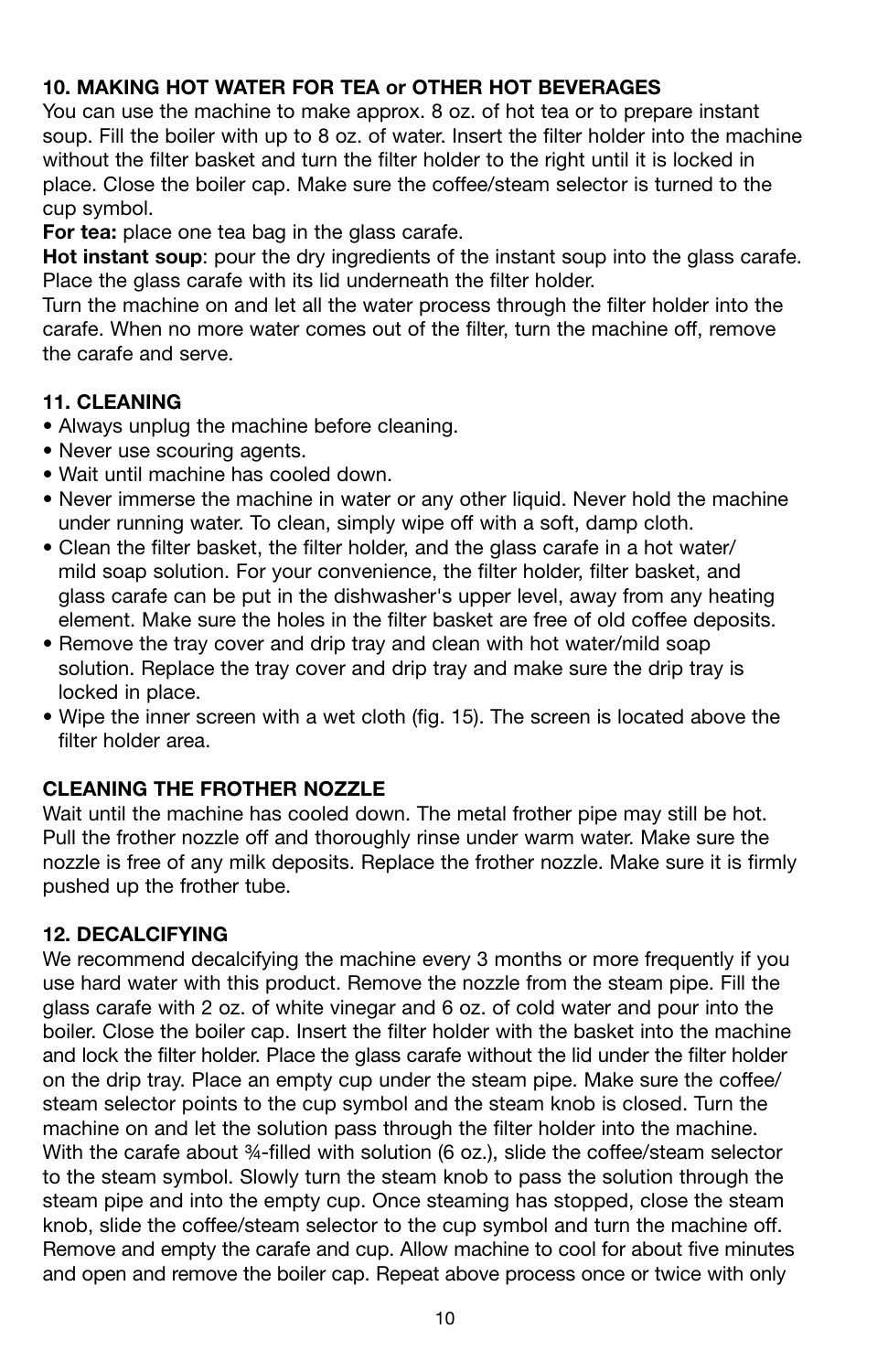**10. MAKING HOT WATER FOR TEA or OTHER HOT BEVERAGES**

You can use the machine to make approx. 8 oz. of hot tea or to prepare instant soup. Fill the boiler with up to 8 oz. of water. Insert the filter holder into the machine without the filter basket and turn the filter holder to the right until it is locked in place. Close the boiler cap. Make sure the coffee/steam selector is turned to the cup symbol.

**For tea:** place one tea bag in the glass carafe.

**Hot instant soup**: pour the dry ingredients of the instant soup into the glass carafe. Place the glass carafe with its lid underneath the filter holder.

Turn the machine on and let all the water process through the filter holder into the carafe. When no more water comes out of the filter, turn the machine off, remove the carafe and serve.

**11. CLEANING**

- Always unplug the machine before cleaning.
- Never use scouring agents.
- Wait until machine has cooled down.
- Never immerse the machine in water or any other liquid. Never hold the machine under running water. To clean, simply wipe off with a soft, damp cloth.
- Clean the filter basket, the filter holder, and the glass carafe in a hot water/ mild soap solution. For your convenience, the filter holder, filter basket, and glass carafe can be put in the dishwasher's upper level, away from any heating element. Make sure the holes in the filter basket are free of old coffee deposits.
- Remove the tray cover and drip tray and clean with hot water/mild soap solution. Replace the tray cover and drip tray and make sure the drip tray is locked in place.
- Wipe the inner screen with a wet cloth (fig. 15). The screen is located above the filter holder area.

**CLEANING THE FROTHER NOZZLE**

Wait until the machine has cooled down. The metal frother pipe may still be hot. Pull the frother nozzle off and thoroughly rinse under warm water. Make sure the nozzle is free of any milk deposits. Replace the frother nozzle. Make sure it is firmly pushed up the frother tube.

**12. DECALCIFYING**

We recommend decalcifying the machine every 3 months or more frequently if you use hard water with this product. Remove the nozzle from the steam pipe. Fill the glass carafe with 2 oz. of white vinegar and 6 oz. of cold water and pour into the boiler. Close the boiler cap. Insert the filter holder with the basket into the machine and lock the filter holder. Place the glass carafe without the lid under the filter holder on the drip tray. Place an empty cup under the steam pipe. Make sure the coffee/ steam selector points to the cup symbol and the steam knob is closed. Turn the machine on and let the solution pass through the filter holder into the machine. With the carafe about ¾-filled with solution (6 oz.), slide the coffee/steam selector to the steam symbol. Slowly turn the steam knob to pass the solution through the steam pipe and into the empty cup. Once steaming has stopped, close the steam knob, slide the coffee/steam selector to the cup symbol and turn the machine off. Remove and empty the carafe and cup. Allow machine to cool for about five minutes and open and remove the boiler cap. Repeat above process once or twice with only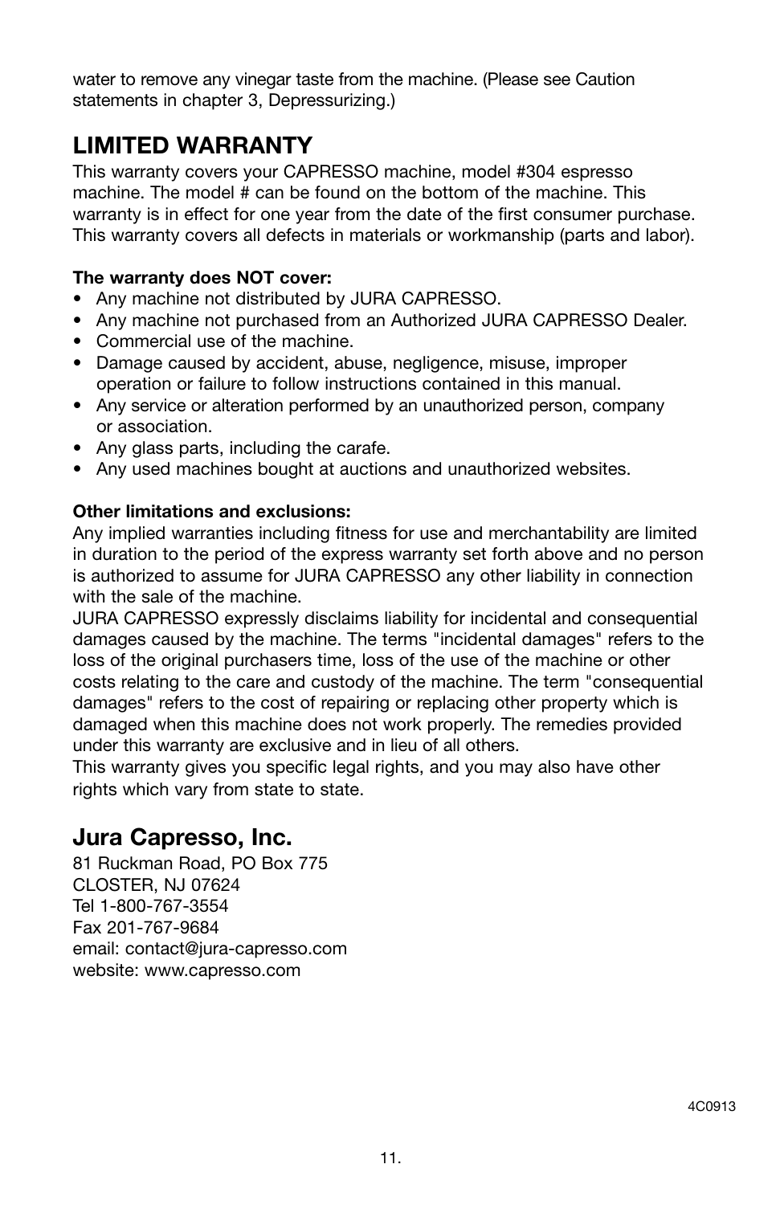water to remove any vinegar taste from the machine. (Please see Caution statements in chapter 3, Depressurizing.)

# LIMITED WARRANTY

This warranty covers your CAPRESSO machine, model #304 espresso machine. The model # can be found on the bottom of the machine. This warranty is in effect for one year from the date of the first consumer purchase. This warranty covers all defects in materials or workmanship (parts and labor).

**The warranty does NOT cover:**

- Any machine not distributed by JURA CAPRESSO.
- Any machine not purchased from an Authorized JURA CAPRESSO Dealer.
- Commercial use of the machine.
- Damage caused by accident, abuse, negligence, misuse, improper operation or failure to follow instructions contained in this manual.
- Any service or alteration performed by an unauthorized person, company or association.
- Any glass parts, including the carafe.
- Any used machines bought at auctions and unauthorized websites.

**Other limitations and exclusions:**

Any implied warranties including fitness for use and merchantability are limited in duration to the period of the express warranty set forth above and no person is authorized to assume for JURA CAPRESSO any other liability in connection with the sale of the machine.

JURA CAPRESSO expressly disclaims liability for incidental and consequential damages caused by the machine. The terms "incidental damages" refers to the loss of the original purchasers time, loss of the use of the machine or other costs relating to the care and custody of the machine. The term "consequential damages" refers to the cost of repairing or replacing other property which is damaged when this machine does not work properly. The remedies provided under this warranty are exclusive and in lieu of all others.

This warranty gives you specific legal rights, and you may also have other rights which vary from state to state.

# Jura Capresso, Inc.

81 Ruckman Road, PO Box 775
CLOSTER, NJ 07624
Tel 1-800-767-3554
Fax 201-767-9684
email: contact@jura-capresso.com
website: www.capresso.com

4C0913